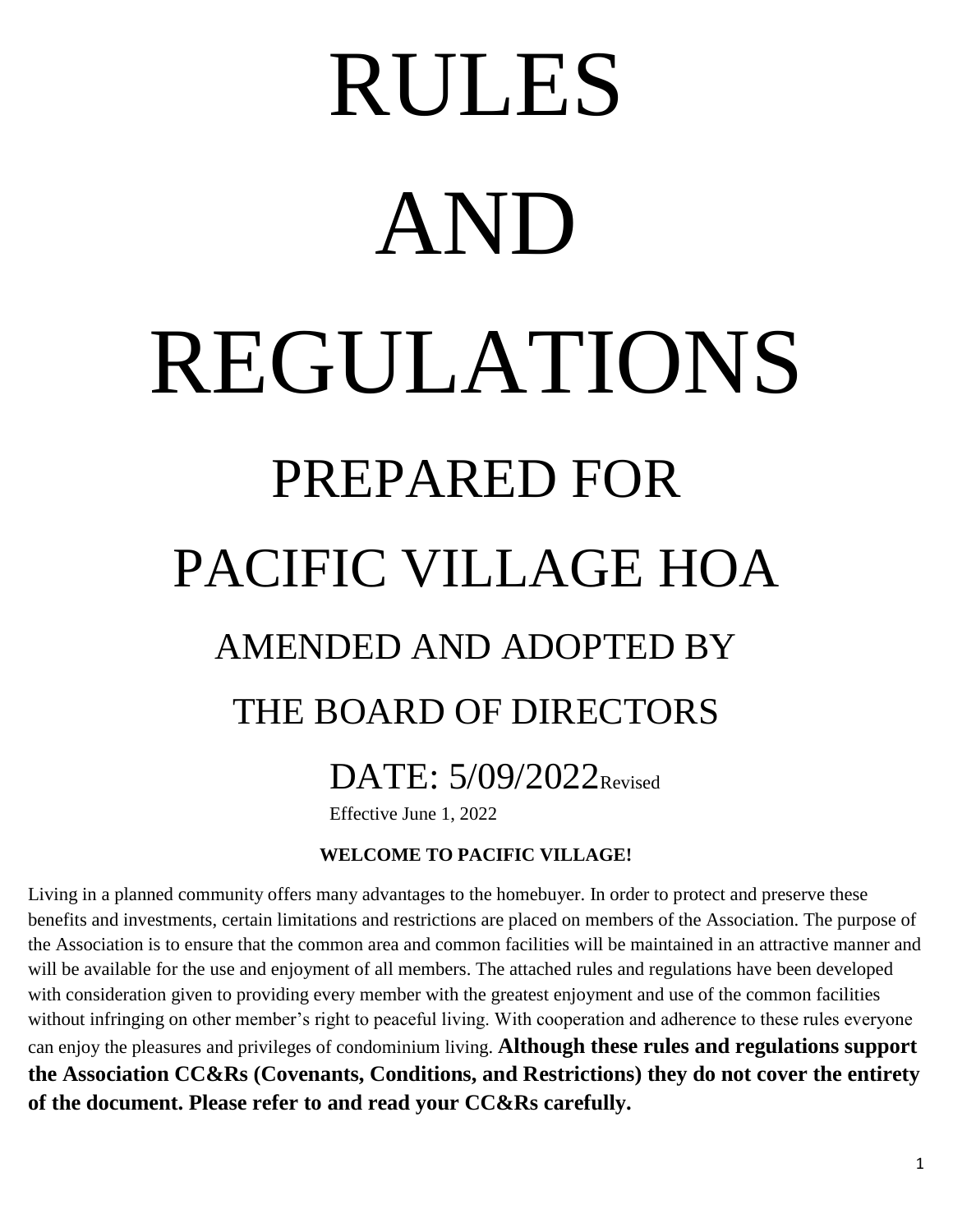# RULES

# AND

# REGULATIONS

## PREPARED FOR

## PACIFIC VILLAGE HOA

### AMENDED AND ADOPTED BY

### THE BOARD OF DIRECTORS

### DATE: 5/09/2022Revised

Effective June 1, 2022

**WELCOME TO PACIFIC VILLAGE!**

Living in a planned community offers many advantages to the homebuyer. In order to protect and preserve these benefits and investments, certain limitations and restrictions are placed on members of the Association. The purpose of the Association is to ensure that the common area and common facilities will be maintained in an attractive manner and will be available for the use and enjoyment of all members. The attached rules and regulations have been developed with consideration given to providing every member with the greatest enjoyment and use of the common facilities without infringing on other member's right to peaceful living. With cooperation and adherence to these rules everyone can enjoy the pleasures and privileges of condominium living. **Although these rules and regulations support the Association CC&Rs (Covenants, Conditions, and Restrictions) they do not cover the entirety of the document. Please refer to and read your CC&Rs carefully.**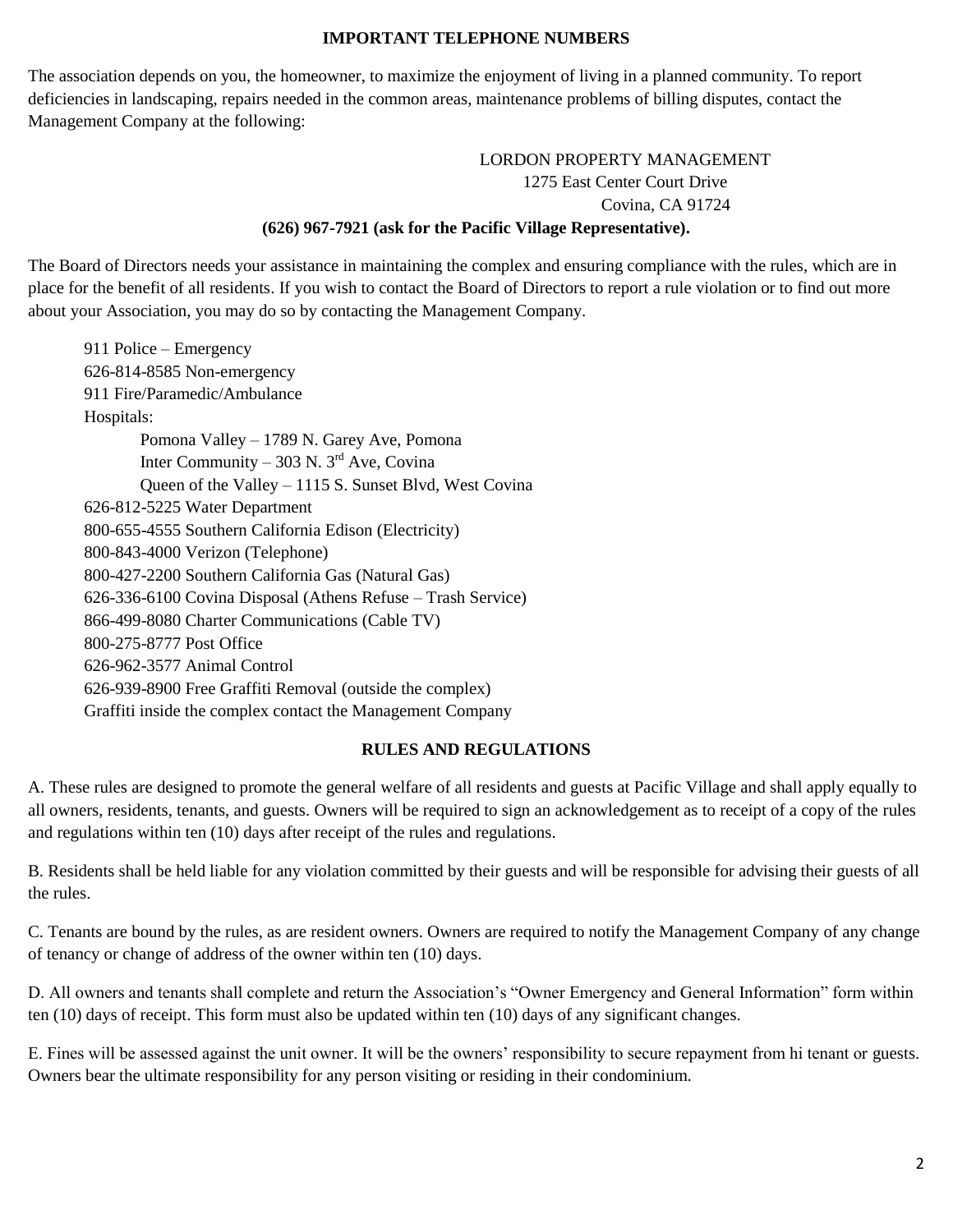## IMPORTANT TELEPHONE NUMBERS

The association depends on you, the homeowner, to maximize the enjoyment of living in a planned community. To report deficiencies in landscaping, repairs needed in the common areas, maintenance problems of billing disputes, contact the Management Company at the following:

LORDON PROPERTY MANAGEMENT
1275 East Center Court Drive
Covina, CA 91724
**(626) 967-7921 (ask for the Pacific Village Representative).**

The Board of Directors needs your assistance in maintaining the complex and ensuring compliance with the rules, which are in place for the benefit of all residents. If you wish to contact the Board of Directors to report a rule violation or to find out more about your Association, you may do so by contacting the Management Company.

911 Police – Emergency
626-814-8585 Non-emergency
911 Fire/Paramedic/Ambulance
Hospitals:
- Pomona Valley – 1789 N. Garey Ave, Pomona
- Inter Community – 303 N. 3rd Ave, Covina
- Queen of the Valley – 1115 S. Sunset Blvd, West Covina

626-812-5225 Water Department
800-655-4555 Southern California Edison (Electricity)
800-843-4000 Verizon (Telephone)
800-427-2200 Southern California Gas (Natural Gas)
626-336-6100 Covina Disposal (Athens Refuse – Trash Service)
866-499-8080 Charter Communications (Cable TV)
800-275-8777 Post Office
626-962-3577 Animal Control
626-939-8900 Free Graffiti Removal (outside the complex)
Graffiti inside the complex contact the Management Company

## RULES AND REGULATIONS

A. These rules are designed to promote the general welfare of all residents and guests at Pacific Village and shall apply equally to all owners, residents, tenants, and guests. Owners will be required to sign an acknowledgement as to receipt of a copy of the rules and regulations within ten (10) days after receipt of the rules and regulations.

B. Residents shall be held liable for any violation committed by their guests and will be responsible for advising their guests of all the rules.

C. Tenants are bound by the rules, as are resident owners. Owners are required to notify the Management Company of any change of tenancy or change of address of the owner within ten (10) days.

D. All owners and tenants shall complete and return the Association's "Owner Emergency and General Information" form within ten (10) days of receipt. This form must also be updated within ten (10) days of any significant changes.

E. Fines will be assessed against the unit owner. It will be the owners' responsibility to secure repayment from hi tenant or guests. Owners bear the ultimate responsibility for any person visiting or residing in their condominium.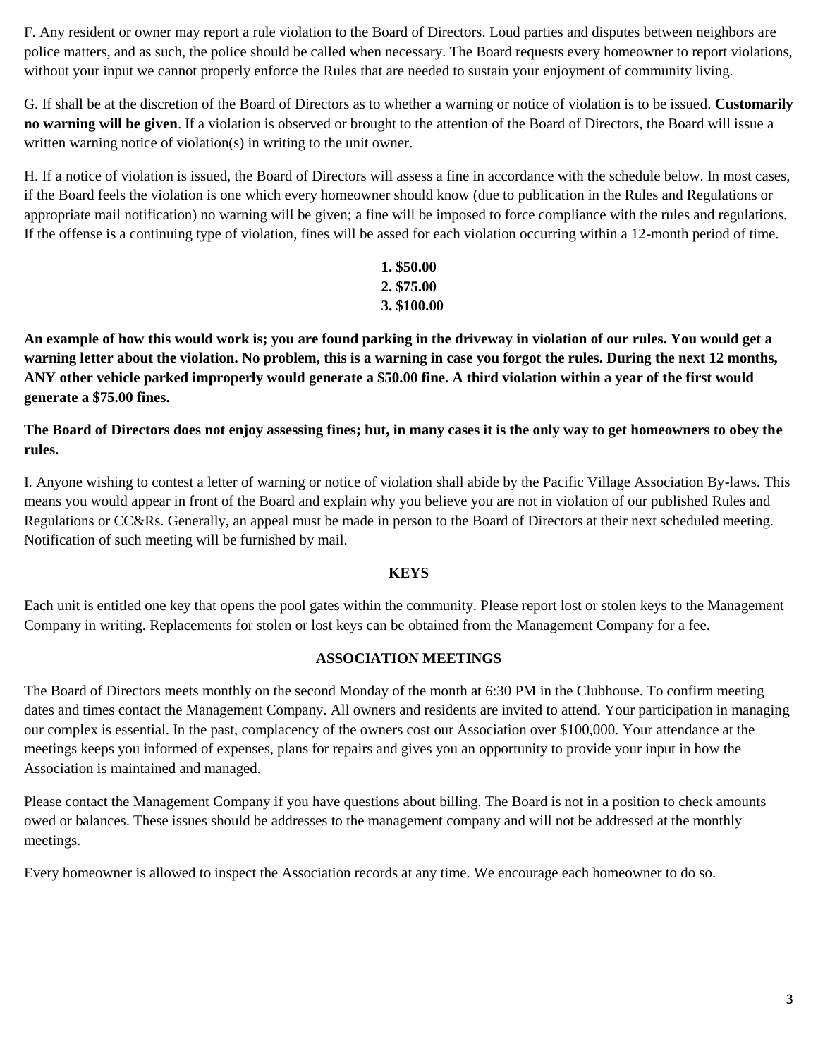F. Any resident or owner may report a rule violation to the Board of Directors. Loud parties and disputes between neighbors are police matters, and as such, the police should be called when necessary. The Board requests every homeowner to report violations, without your input we cannot properly enforce the Rules that are needed to sustain your enjoyment of community living.

G. If shall be at the discretion of the Board of Directors as to whether a warning or notice of violation is to be issued. **Customarily no warning will be given**. If a violation is observed or brought to the attention of the Board of Directors, the Board will issue a written warning notice of violation(s) in writing to the unit owner.

H. If a notice of violation is issued, the Board of Directors will assess a fine in accordance with the schedule below. In most cases, if the Board feels the violation is one which every homeowner should know (due to publication in the Rules and Regulations or appropriate mail notification) no warning will be given; a fine will be imposed to force compliance with the rules and regulations. If the offense is a continuing type of violation, fines will be assed for each violation occurring within a 12-month period of time.

**1. $50.00**
**2. $75.00**
**3. $100.00**

**An example of how this would work is; you are found parking in the driveway in violation of our rules. You would get a warning letter about the violation. No problem, this is a warning in case you forgot the rules. During the next 12 months, ANY other vehicle parked improperly would generate a $50.00 fine. A third violation within a year of the first would generate a $75.00 fines.**

**The Board of Directors does not enjoy assessing fines; but, in many cases it is the only way to get homeowners to obey the rules.**

I. Anyone wishing to contest a letter of warning or notice of violation shall abide by the Pacific Village Association By-laws. This means you would appear in front of the Board and explain why you believe you are not in violation of our published Rules and Regulations or CC&Rs. Generally, an appeal must be made in person to the Board of Directors at their next scheduled meeting. Notification of such meeting will be furnished by mail.

## KEYS

Each unit is entitled one key that opens the pool gates within the community. Please report lost or stolen keys to the Management Company in writing. Replacements for stolen or lost keys can be obtained from the Management Company for a fee.

## ASSOCIATION MEETINGS

The Board of Directors meets monthly on the second Monday of the month at 6:30 PM in the Clubhouse. To confirm meeting dates and times contact the Management Company. All owners and residents are invited to attend. Your participation in managing our complex is essential. In the past, complacency of the owners cost our Association over $100,000. Your attendance at the meetings keeps you informed of expenses, plans for repairs and gives you an opportunity to provide your input in how the Association is maintained and managed.

Please contact the Management Company if you have questions about billing. The Board is not in a position to check amounts owed or balances. These issues should be addresses to the management company and will not be addressed at the monthly meetings.

Every homeowner is allowed to inspect the Association records at any time. We encourage each homeowner to do so.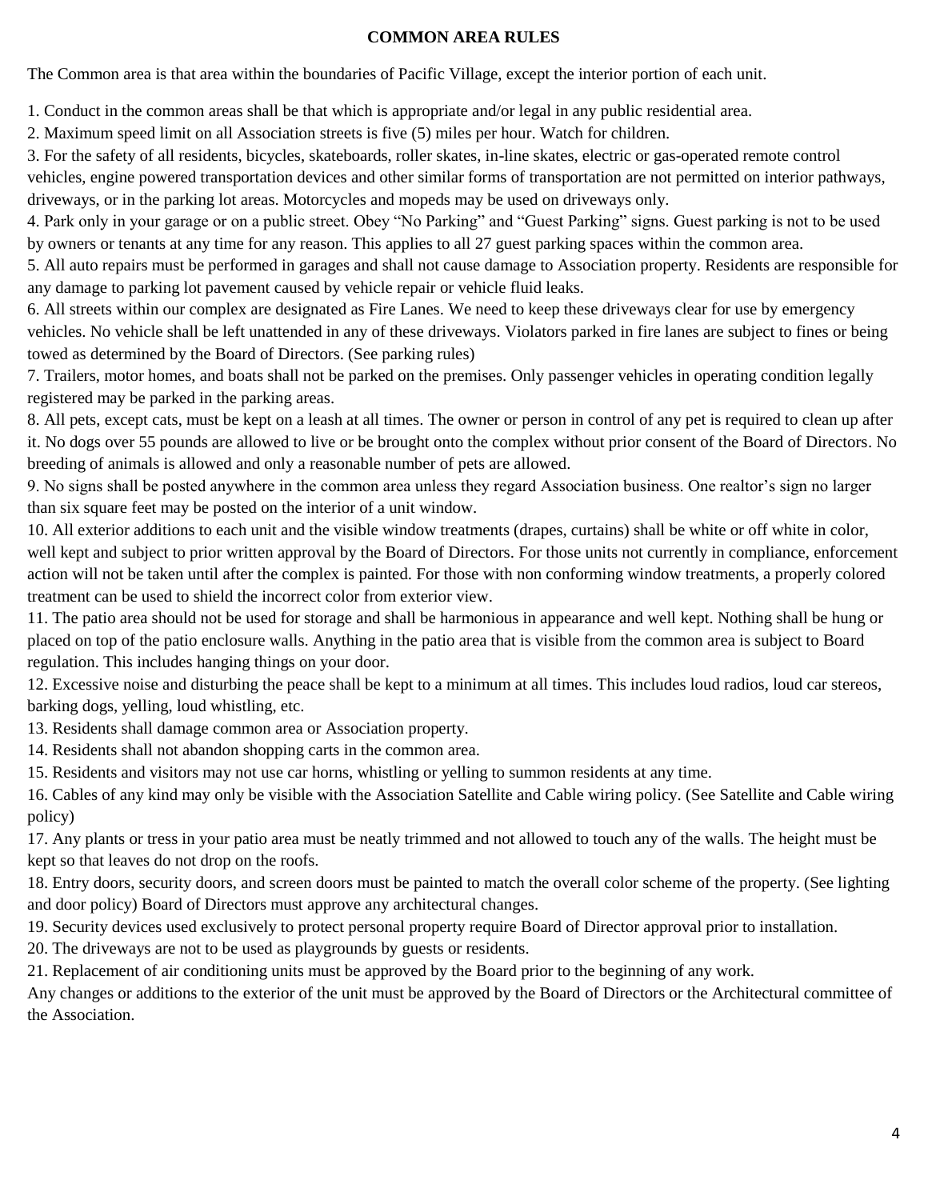## COMMON AREA RULES

The Common area is that area within the boundaries of Pacific Village, except the interior portion of each unit.

1. Conduct in the common areas shall be that which is appropriate and/or legal in any public residential area.
2. Maximum speed limit on all Association streets is five (5) miles per hour. Watch for children.
3. For the safety of all residents, bicycles, skateboards, roller skates, in-line skates, electric or gas-operated remote control vehicles, engine powered transportation devices and other similar forms of transportation are not permitted on interior pathways, driveways, or in the parking lot areas. Motorcycles and mopeds may be used on driveways only.
4. Park only in your garage or on a public street. Obey "No Parking" and "Guest Parking" signs. Guest parking is not to be used by owners or tenants at any time for any reason. This applies to all 27 guest parking spaces within the common area.
5. All auto repairs must be performed in garages and shall not cause damage to Association property. Residents are responsible for any damage to parking lot pavement caused by vehicle repair or vehicle fluid leaks.
6. All streets within our complex are designated as Fire Lanes. We need to keep these driveways clear for use by emergency vehicles. No vehicle shall be left unattended in any of these driveways. Violators parked in fire lanes are subject to fines or being towed as determined by the Board of Directors. (See parking rules)
7. Trailers, motor homes, and boats shall not be parked on the premises. Only passenger vehicles in operating condition legally registered may be parked in the parking areas.
8. All pets, except cats, must be kept on a leash at all times. The owner or person in control of any pet is required to clean up after it. No dogs over 55 pounds are allowed to live or be brought onto the complex without prior consent of the Board of Directors. No breeding of animals is allowed and only a reasonable number of pets are allowed.
9. No signs shall be posted anywhere in the common area unless they regard Association business. One realtor's sign no larger than six square feet may be posted on the interior of a unit window.
10. All exterior additions to each unit and the visible window treatments (drapes, curtains) shall be white or off white in color, well kept and subject to prior written approval by the Board of Directors. For those units not currently in compliance, enforcement action will not be taken until after the complex is painted. For those with non conforming window treatments, a properly colored treatment can be used to shield the incorrect color from exterior view.
11. The patio area should not be used for storage and shall be harmonious in appearance and well kept. Nothing shall be hung or placed on top of the patio enclosure walls. Anything in the patio area that is visible from the common area is subject to Board regulation. This includes hanging things on your door.
12. Excessive noise and disturbing the peace shall be kept to a minimum at all times. This includes loud radios, loud car stereos, barking dogs, yelling, loud whistling, etc.
13. Residents shall damage common area or Association property.
14. Residents shall not abandon shopping carts in the common area.
15. Residents and visitors may not use car horns, whistling or yelling to summon residents at any time.
16. Cables of any kind may only be visible with the Association Satellite and Cable wiring policy. (See Satellite and Cable wiring policy)
17. Any plants or tress in your patio area must be neatly trimmed and not allowed to touch any of the walls. The height must be kept so that leaves do not drop on the roofs.
18. Entry doors, security doors, and screen doors must be painted to match the overall color scheme of the property. (See lighting and door policy) Board of Directors must approve any architectural changes.
19. Security devices used exclusively to protect personal property require Board of Director approval prior to installation.
20. The driveways are not to be used as playgrounds by guests or residents.
21. Replacement of air conditioning units must be approved by the Board prior to the beginning of any work.

Any changes or additions to the exterior of the unit must be approved by the Board of Directors or the Architectural committee of the Association.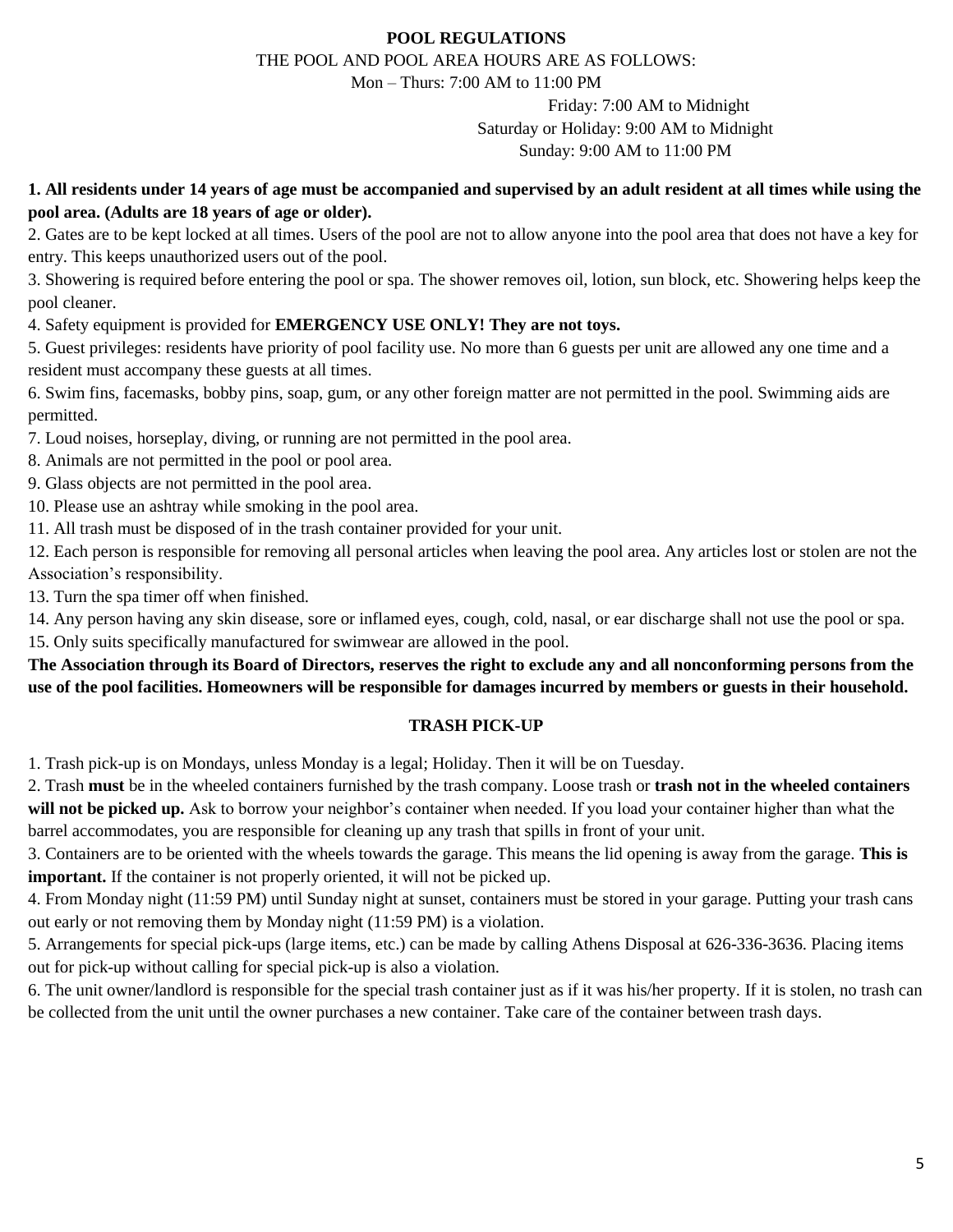## POOL REGULATIONS

THE POOL AND POOL AREA HOURS ARE AS FOLLOWS:

Mon – Thurs: 7:00 AM to 11:00 PM

Friday: 7:00 AM to Midnight

Saturday or Holiday: 9:00 AM to Midnight

Sunday: 9:00 AM to 11:00 PM

**1. All residents under 14 years of age must be accompanied and supervised by an adult resident at all times while using the pool area. (Adults are 18 years of age or older).**

2. Gates are to be kept locked at all times. Users of the pool are not to allow anyone into the pool area that does not have a key for entry. This keeps unauthorized users out of the pool.

3. Showering is required before entering the pool or spa. The shower removes oil, lotion, sun block, etc. Showering helps keep the pool cleaner.

4. Safety equipment is provided for **EMERGENCY USE ONLY! They are not toys.**

5. Guest privileges: residents have priority of pool facility use. No more than 6 guests per unit are allowed any one time and a resident must accompany these guests at all times.

6. Swim fins, facemasks, bobby pins, soap, gum, or any other foreign matter are not permitted in the pool. Swimming aids are permitted.

7. Loud noises, horseplay, diving, or running are not permitted in the pool area.

8. Animals are not permitted in the pool or pool area.

9. Glass objects are not permitted in the pool area.

10. Please use an ashtray while smoking in the pool area.

11. All trash must be disposed of in the trash container provided for your unit.

12. Each person is responsible for removing all personal articles when leaving the pool area. Any articles lost or stolen are not the Association's responsibility.

13. Turn the spa timer off when finished.

14. Any person having any skin disease, sore or inflamed eyes, cough, cold, nasal, or ear discharge shall not use the pool or spa.

15. Only suits specifically manufactured for swimwear are allowed in the pool.

**The Association through its Board of Directors, reserves the right to exclude any and all nonconforming persons from the use of the pool facilities. Homeowners will be responsible for damages incurred by members or guests in their household.**

## TRASH PICK-UP

1. Trash pick-up is on Mondays, unless Monday is a legal; Holiday. Then it will be on Tuesday.

2. Trash **must** be in the wheeled containers furnished by the trash company. Loose trash or **trash not in the wheeled containers will not be picked up.** Ask to borrow your neighbor's container when needed. If you load your container higher than what the barrel accommodates, you are responsible for cleaning up any trash that spills in front of your unit.

3. Containers are to be oriented with the wheels towards the garage. This means the lid opening is away from the garage. **This is important.** If the container is not properly oriented, it will not be picked up.

4. From Monday night (11:59 PM) until Sunday night at sunset, containers must be stored in your garage. Putting your trash cans out early or not removing them by Monday night (11:59 PM) is a violation.

5. Arrangements for special pick-ups (large items, etc.) can be made by calling Athens Disposal at 626-336-3636. Placing items out for pick-up without calling for special pick-up is also a violation.

6. The unit owner/landlord is responsible for the special trash container just as if it was his/her property. If it is stolen, no trash can be collected from the unit until the owner purchases a new container. Take care of the container between trash days.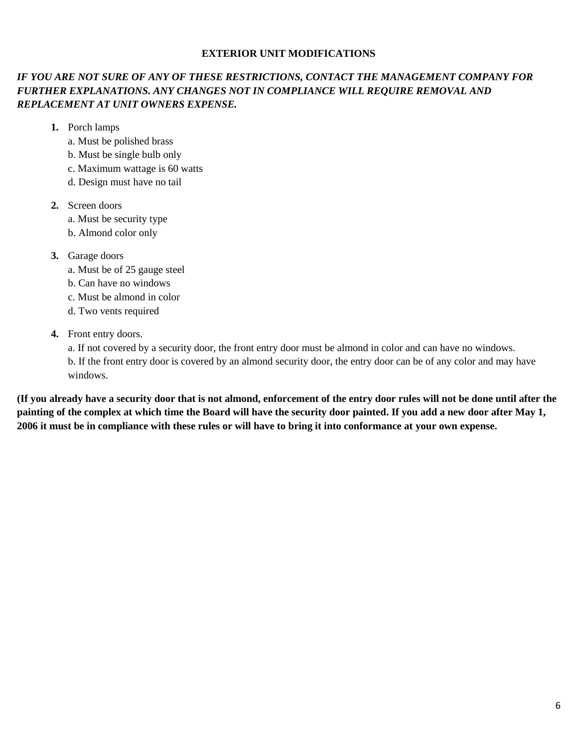## EXTERIOR UNIT MODIFICATIONS

***IF YOU ARE NOT SURE OF ANY OF THESE RESTRICTIONS, CONTACT THE MANAGEMENT COMPANY FOR FURTHER EXPLANATIONS. ANY CHANGES NOT IN COMPLIANCE WILL REQUIRE REMOVAL AND REPLACEMENT AT UNIT OWNERS EXPENSE.***

1. Porch lamps
   a. Must be polished brass
   b. Must be single bulb only
   c. Maximum wattage is 60 watts
   d. Design must have no tail

2. Screen doors
   a. Must be security type
   b. Almond color only

3. Garage doors
   a. Must be of 25 gauge steel
   b. Can have no windows
   c. Must be almond in color
   d. Two vents required

4. Front entry doors.
   a. If not covered by a security door, the front entry door must be almond in color and can have no windows.
   b. If the front entry door is covered by an almond security door, the entry door can be of any color and may have windows.

**(If you already have a security door that is not almond, enforcement of the entry door rules will not be done until after the painting of the complex at which time the Board will have the security door painted. If you add a new door after May 1, 2006 it must be in compliance with these rules or will have to bring it into conformance at your own expense.**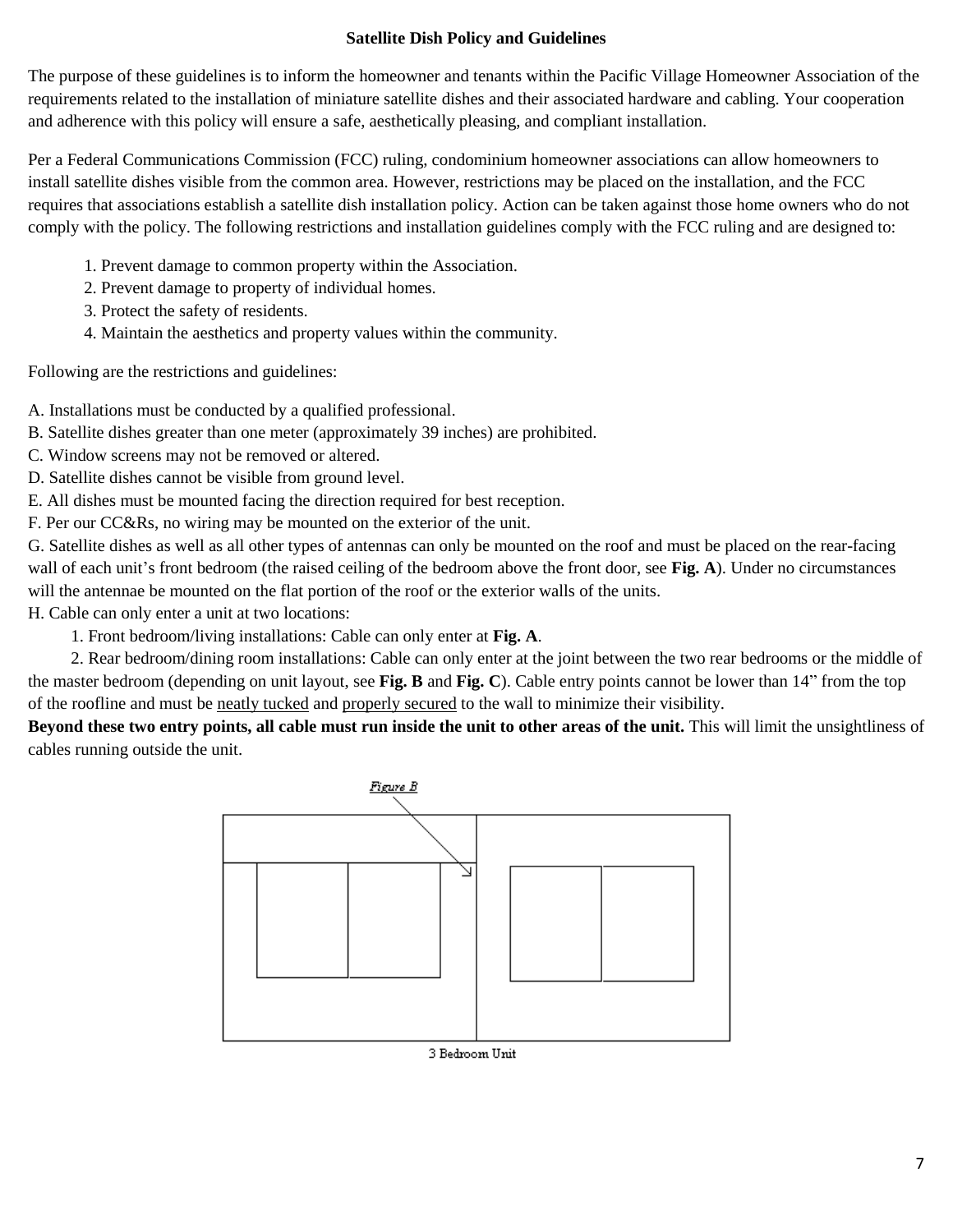**Satellite Dish Policy and Guidelines**

The purpose of these guidelines is to inform the homeowner and tenants within the Pacific Village Homeowner Association of the requirements related to the installation of miniature satellite dishes and their associated hardware and cabling. Your cooperation and adherence with this policy will ensure a safe, aesthetically pleasing, and compliant installation.

Per a Federal Communications Commission (FCC) ruling, condominium homeowner associations can allow homeowners to install satellite dishes visible from the common area. However, restrictions may be placed on the installation, and the FCC requires that associations establish a satellite dish installation policy. Action can be taken against those home owners who do not comply with the policy. The following restrictions and installation guidelines comply with the FCC ruling and are designed to:

1. Prevent damage to common property within the Association.
2. Prevent damage to property of individual homes.
3. Protect the safety of residents.
4. Maintain the aesthetics and property values within the community.

Following are the restrictions and guidelines:

A. Installations must be conducted by a qualified professional.
B. Satellite dishes greater than one meter (approximately 39 inches) are prohibited.
C. Window screens may not be removed or altered.
D. Satellite dishes cannot be visible from ground level.
E. All dishes must be mounted facing the direction required for best reception.
F. Per our CC&Rs, no wiring may be mounted on the exterior of the unit.
G. Satellite dishes as well as all other types of antennas can only be mounted on the roof and must be placed on the rear-facing wall of each unit's front bedroom (the raised ceiling of the bedroom above the front door, see **Fig. A**). Under no circumstances will the antennae be mounted on the flat portion of the roof or the exterior walls of the units.
H. Cable can only enter a unit at two locations:

1. Front bedroom/living installations: Cable can only enter at **Fig. A**.
2. Rear bedroom/dining room installations: Cable can only enter at the joint between the two rear bedrooms or the middle of the master bedroom (depending on unit layout, see **Fig. B** and **Fig. C**). Cable entry points cannot be lower than 14" from the top of the roofline and must be neatly tucked and properly secured to the wall to minimize their visibility.

**Beyond these two entry points, all cable must run inside the unit to other areas of the unit.** This will limit the unsightliness of cables running outside the unit.

*Figure B*

3 Bedroom Unit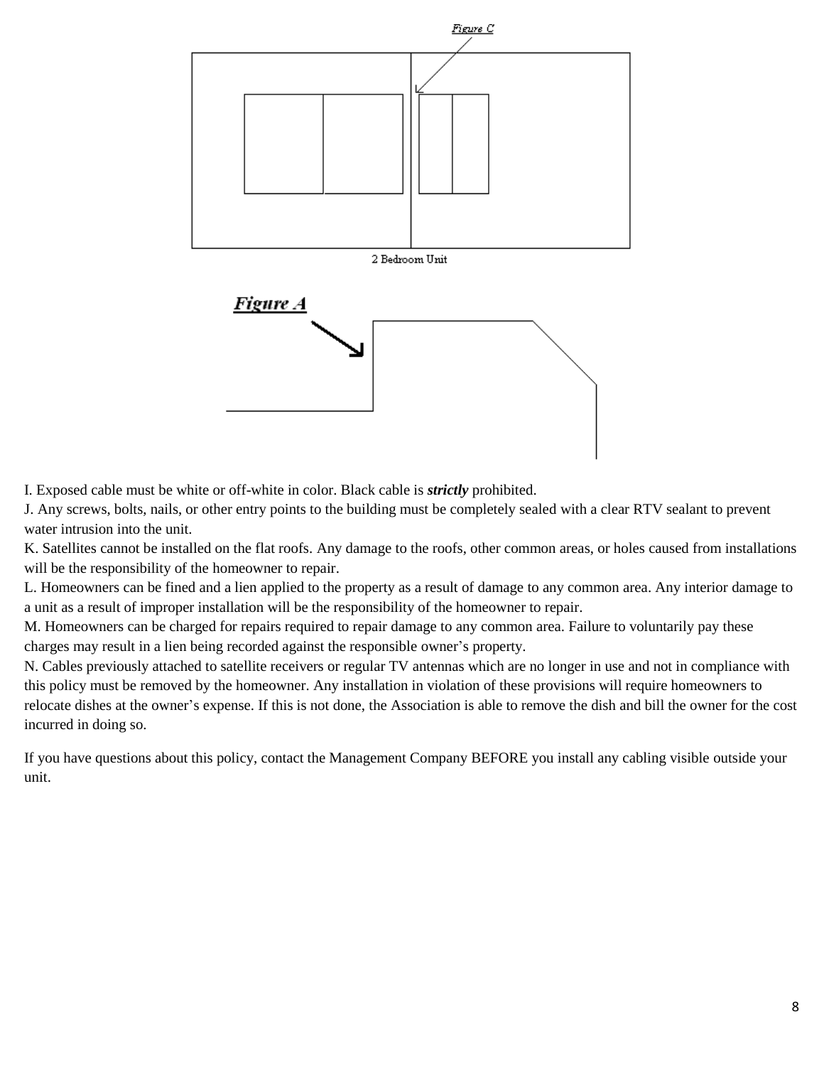Figure C

2 Bedroom Unit

***Figure A***

I. Exposed cable must be white or off-white in color. Black cable is ***strictly*** prohibited.

J. Any screws, bolts, nails, or other entry points to the building must be completely sealed with a clear RTV sealant to prevent water intrusion into the unit.

K. Satellites cannot be installed on the flat roofs. Any damage to the roofs, other common areas, or holes caused from installations will be the responsibility of the homeowner to repair.

L. Homeowners can be fined and a lien applied to the property as a result of damage to any common area. Any interior damage to a unit as a result of improper installation will be the responsibility of the homeowner to repair.

M. Homeowners can be charged for repairs required to repair damage to any common area. Failure to voluntarily pay these charges may result in a lien being recorded against the responsible owner's property.

N. Cables previously attached to satellite receivers or regular TV antennas which are no longer in use and not in compliance with this policy must be removed by the homeowner. Any installation in violation of these provisions will require homeowners to relocate dishes at the owner's expense. If this is not done, the Association is able to remove the dish and bill the owner for the cost incurred in doing so.

If you have questions about this policy, contact the Management Company BEFORE you install any cabling visible outside your unit.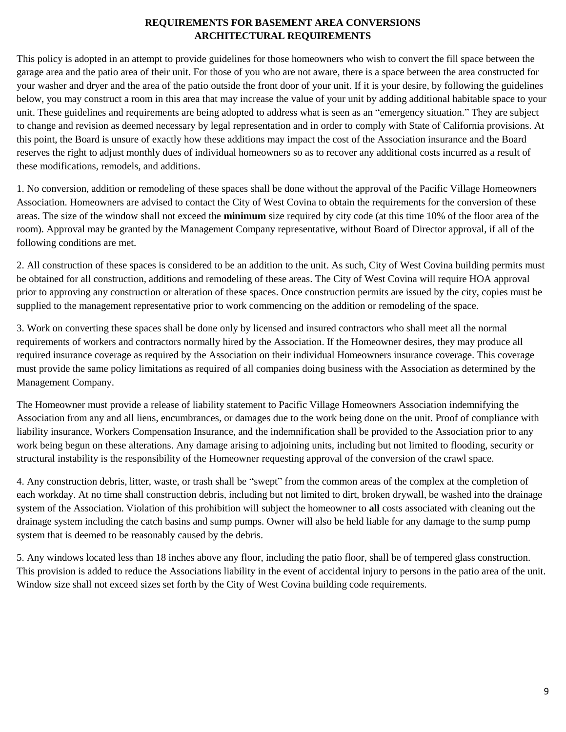# REQUIREMENTS FOR BASEMENT AREA CONVERSIONS
## ARCHITECTURAL REQUIREMENTS

This policy is adopted in an attempt to provide guidelines for those homeowners who wish to convert the fill space between the garage area and the patio area of their unit. For those of you who are not aware, there is a space between the area constructed for your washer and dryer and the area of the patio outside the front door of your unit. If it is your desire, by following the guidelines below, you may construct a room in this area that may increase the value of your unit by adding additional habitable space to your unit. These guidelines and requirements are being adopted to address what is seen as an "emergency situation." They are subject to change and revision as deemed necessary by legal representation and in order to comply with State of California provisions. At this point, the Board is unsure of exactly how these additions may impact the cost of the Association insurance and the Board reserves the right to adjust monthly dues of individual homeowners so as to recover any additional costs incurred as a result of these modifications, remodels, and additions.

1. No conversion, addition or remodeling of these spaces shall be done without the approval of the Pacific Village Homeowners Association. Homeowners are advised to contact the City of West Covina to obtain the requirements for the conversion of these areas. The size of the window shall not exceed the **minimum** size required by city code (at this time 10% of the floor area of the room). Approval may be granted by the Management Company representative, without Board of Director approval, if all of the following conditions are met.

2. All construction of these spaces is considered to be an addition to the unit. As such, City of West Covina building permits must be obtained for all construction, additions and remodeling of these areas. The City of West Covina will require HOA approval prior to approving any construction or alteration of these spaces. Once construction permits are issued by the city, copies must be supplied to the management representative prior to work commencing on the addition or remodeling of the space.

3. Work on converting these spaces shall be done only by licensed and insured contractors who shall meet all the normal requirements of workers and contractors normally hired by the Association. If the Homeowner desires, they may produce all required insurance coverage as required by the Association on their individual Homeowners insurance coverage. This coverage must provide the same policy limitations as required of all companies doing business with the Association as determined by the Management Company.

The Homeowner must provide a release of liability statement to Pacific Village Homeowners Association indemnifying the Association from any and all liens, encumbrances, or damages due to the work being done on the unit. Proof of compliance with liability insurance, Workers Compensation Insurance, and the indemnification shall be provided to the Association prior to any work being begun on these alterations. Any damage arising to adjoining units, including but not limited to flooding, security or structural instability is the responsibility of the Homeowner requesting approval of the conversion of the crawl space.

4. Any construction debris, litter, waste, or trash shall be "swept" from the common areas of the complex at the completion of each workday. At no time shall construction debris, including but not limited to dirt, broken drywall, be washed into the drainage system of the Association. Violation of this prohibition will subject the homeowner to **all** costs associated with cleaning out the drainage system including the catch basins and sump pumps. Owner will also be held liable for any damage to the sump pump system that is deemed to be reasonably caused by the debris.

5. Any windows located less than 18 inches above any floor, including the patio floor, shall be of tempered glass construction. This provision is added to reduce the Associations liability in the event of accidental injury to persons in the patio area of the unit. Window size shall not exceed sizes set forth by the City of West Covina building code requirements.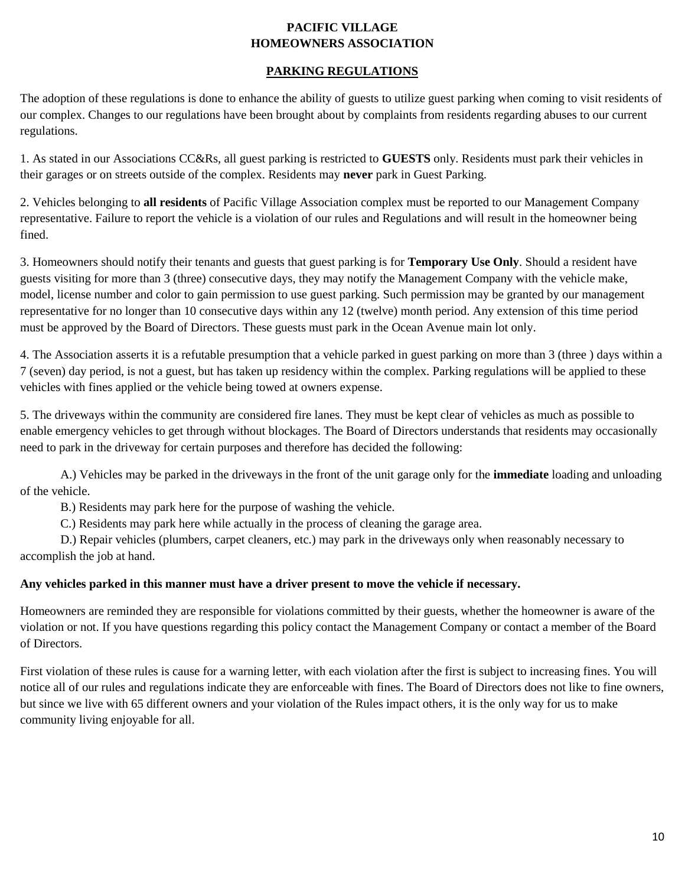**PACIFIC VILLAGE**
**HOMEOWNERS ASSOCIATION**

**PARKING REGULATIONS**

The adoption of these regulations is done to enhance the ability of guests to utilize guest parking when coming to visit residents of our complex. Changes to our regulations have been brought about by complaints from residents regarding abuses to our current regulations.

1. As stated in our Associations CC&Rs, all guest parking is restricted to **GUESTS** only. Residents must park their vehicles in their garages or on streets outside of the complex. Residents may **never** park in Guest Parking.

2. Vehicles belonging to **all residents** of Pacific Village Association complex must be reported to our Management Company representative. Failure to report the vehicle is a violation of our rules and Regulations and will result in the homeowner being fined.

3. Homeowners should notify their tenants and guests that guest parking is for **Temporary Use Only**. Should a resident have guests visiting for more than 3 (three) consecutive days, they may notify the Management Company with the vehicle make, model, license number and color to gain permission to use guest parking. Such permission may be granted by our management representative for no longer than 10 consecutive days within any 12 (twelve) month period. Any extension of this time period must be approved by the Board of Directors. These guests must park in the Ocean Avenue main lot only.

4. The Association asserts it is a refutable presumption that a vehicle parked in guest parking on more than 3 (three ) days within a 7 (seven) day period, is not a guest, but has taken up residency within the complex. Parking regulations will be applied to these vehicles with fines applied or the vehicle being towed at owners expense.

5. The driveways within the community are considered fire lanes. They must be kept clear of vehicles as much as possible to enable emergency vehicles to get through without blockages. The Board of Directors understands that residents may occasionally need to park in the driveway for certain purposes and therefore has decided the following:

A.) Vehicles may be parked in the driveways in the front of the unit garage only for the **immediate** loading and unloading of the vehicle.

B.) Residents may park here for the purpose of washing the vehicle.

C.) Residents may park here while actually in the process of cleaning the garage area.

D.) Repair vehicles (plumbers, carpet cleaners, etc.) may park in the driveways only when reasonably necessary to accomplish the job at hand.

**Any vehicles parked in this manner must have a driver present to move the vehicle if necessary.**

Homeowners are reminded they are responsible for violations committed by their guests, whether the homeowner is aware of the violation or not. If you have questions regarding this policy contact the Management Company or contact a member of the Board of Directors.

First violation of these rules is cause for a warning letter, with each violation after the first is subject to increasing fines. You will notice all of our rules and regulations indicate they are enforceable with fines. The Board of Directors does not like to fine owners, but since we live with 65 different owners and your violation of the Rules impact others, it is the only way for us to make community living enjoyable for all.